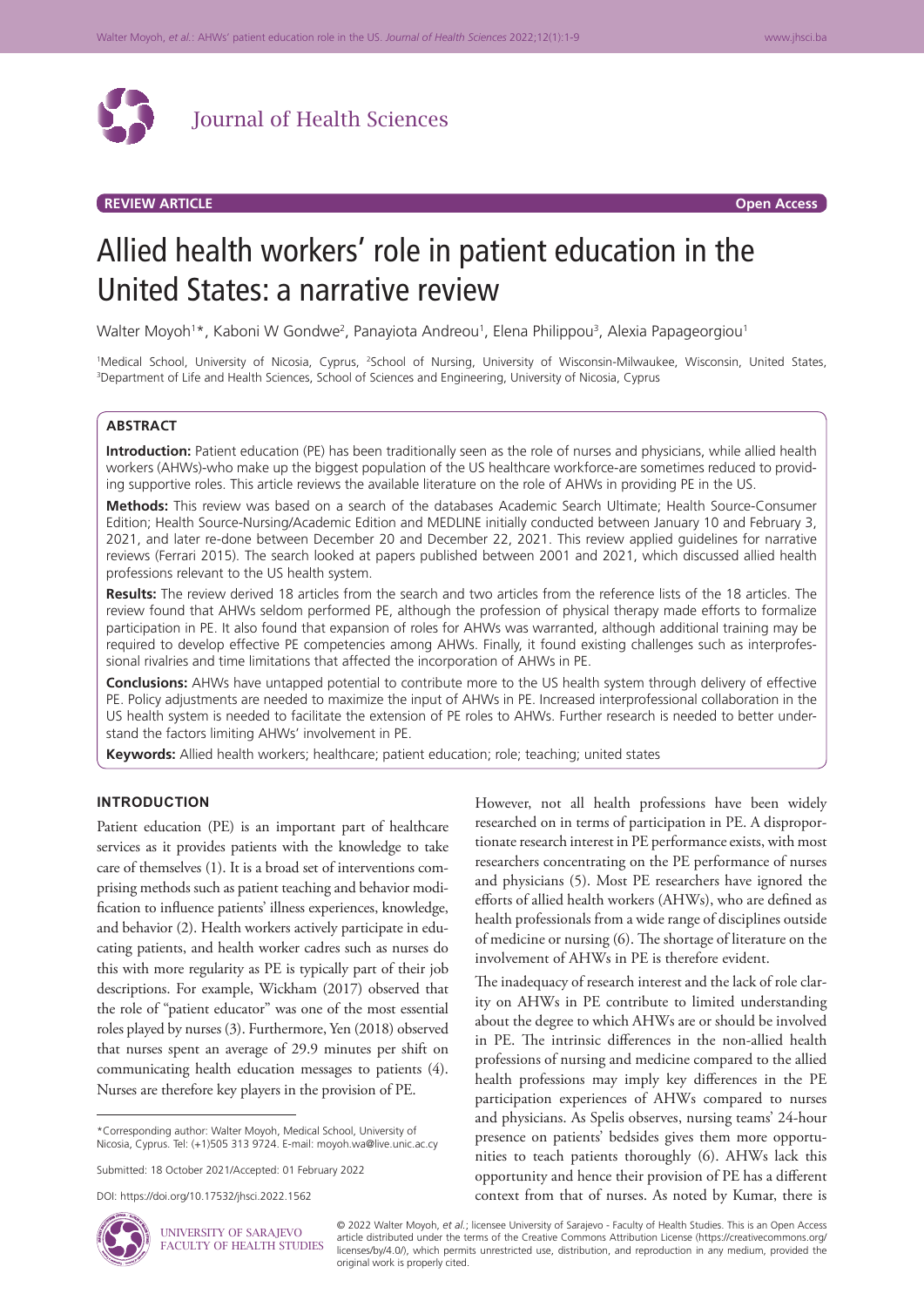Journal of Health Sciences

**REVIEW ARTICLE** **Open Access**

# Allied health workers' role in patient education in the United States: a narrative review

Walter Moyoh[1]*, Kaboni W Gondwe[2], Panayiota Andreou[1], Elena Philippou[3], Alexia Papageorgiou[1]

[1]Medical School, University of Nicosia, Cyprus, [2]School of Nursing, University of Wisconsin-Milwaukee, Wisconsin, United States, [3]Department of Life and Health Sciences, School of Sciences and Engineering, University of Nicosia, Cyprus

## ABSTRACT

**Introduction:** Patient education (PE) has been traditionally seen as the role of nurses and physicians, while allied health workers (AHWs)-who make up the biggest population of the US healthcare workforce-are sometimes reduced to providing supportive roles. This article reviews the available literature on the role of AHWs in providing PE in the US.

**Methods:** This review was based on a search of the databases Academic Search Ultimate; Health Source-Consumer Edition; Health Source-Nursing/Academic Edition and MEDLINE initially conducted between January 10 and February 3, 2021, and later re-done between December 20 and December 22, 2021. This review applied guidelines for narrative reviews (Ferrari 2015). The search looked at papers published between 2001 and 2021, which discussed allied health professions relevant to the US health system.

**Results:** The review derived 18 articles from the search and two articles from the reference lists of the 18 articles. The review found that AHWs seldom performed PE, although the profession of physical therapy made efforts to formalize participation in PE. It also found that expansion of roles for AHWs was warranted, although additional training may be required to develop effective PE competencies among AHWs. Finally, it found existing challenges such as interprofessional rivalries and time limitations that affected the incorporation of AHWs in PE.

**Conclusions:** AHWs have untapped potential to contribute more to the US health system through delivery of effective PE. Policy adjustments are needed to maximize the input of AHWs in PE. Increased interprofessional collaboration in the US health system is needed to facilitate the extension of PE roles to AHWs. Further research is needed to better understand the factors limiting AHWs' involvement in PE.

**Keywords:** Allied health workers; healthcare; patient education; role; teaching; united states

## INTRODUCTION

Patient education (PE) is an important part of healthcare services as it provides patients with the knowledge to take care of themselves (1). It is a broad set of interventions comprising methods such as patient teaching and behavior modification to influence patients' illness experiences, knowledge, and behavior (2). Health workers actively participate in educating patients, and health worker cadres such as nurses do this with more regularity as PE is typically part of their job descriptions. For example, Wickham (2017) observed that the role of "patient educator" was one of the most essential roles played by nurses (3). Furthermore, Yen (2018) observed that nurses spent an average of 29.9 minutes per shift on communicating health education messages to patients (4). Nurses are therefore key players in the provision of PE.

However, not all health professions have been widely researched on in terms of participation in PE. A disproportionate research interest in PE performance exists, with most researchers concentrating on the PE performance of nurses and physicians (5). Most PE researchers have ignored the efforts of allied health workers (AHWs), who are defined as health professionals from a wide range of disciplines outside of medicine or nursing (6). The shortage of literature on the involvement of AHWs in PE is therefore evident.

The inadequacy of research interest and the lack of role clarity on AHWs in PE contribute to limited understanding about the degree to which AHWs are or should be involved in PE. The intrinsic differences in the non-allied health professions of nursing and medicine compared to the allied health professions may imply key differences in the PE participation experiences of AHWs compared to nurses and physicians. As Spelis observes, nursing teams' 24-hour presence on patients' bedsides gives them more opportunities to teach patients thoroughly (6). AHWs lack this opportunity and hence their provision of PE has a different context from that of nurses. As noted by Kumar, there is

*Corresponding author: Walter Moyoh, Medical School, University of Nicosia, Cyprus. Tel: (+1)505 313 9724. E-mail: moyoh.wa@live.unic.ac.cy

Submitted: 18 October 2021/Accepted: 01 February 2022

DOI: https://doi.org/10.17532/jhsci.2022.1562

UNIVERSITY OF SARAJEVO FACULTY OF HEALTH STUDIES

© 2022 Walter Moyoh, *et al.*; licensee University of Sarajevo - Faculty of Health Studies. This is an Open Access article distributed under the terms of the Creative Commons Attribution License (https://creativecommons.org/licenses/by/4.0/), which permits unrestricted use, distribution, and reproduction in any medium, provided the original work is properly cited.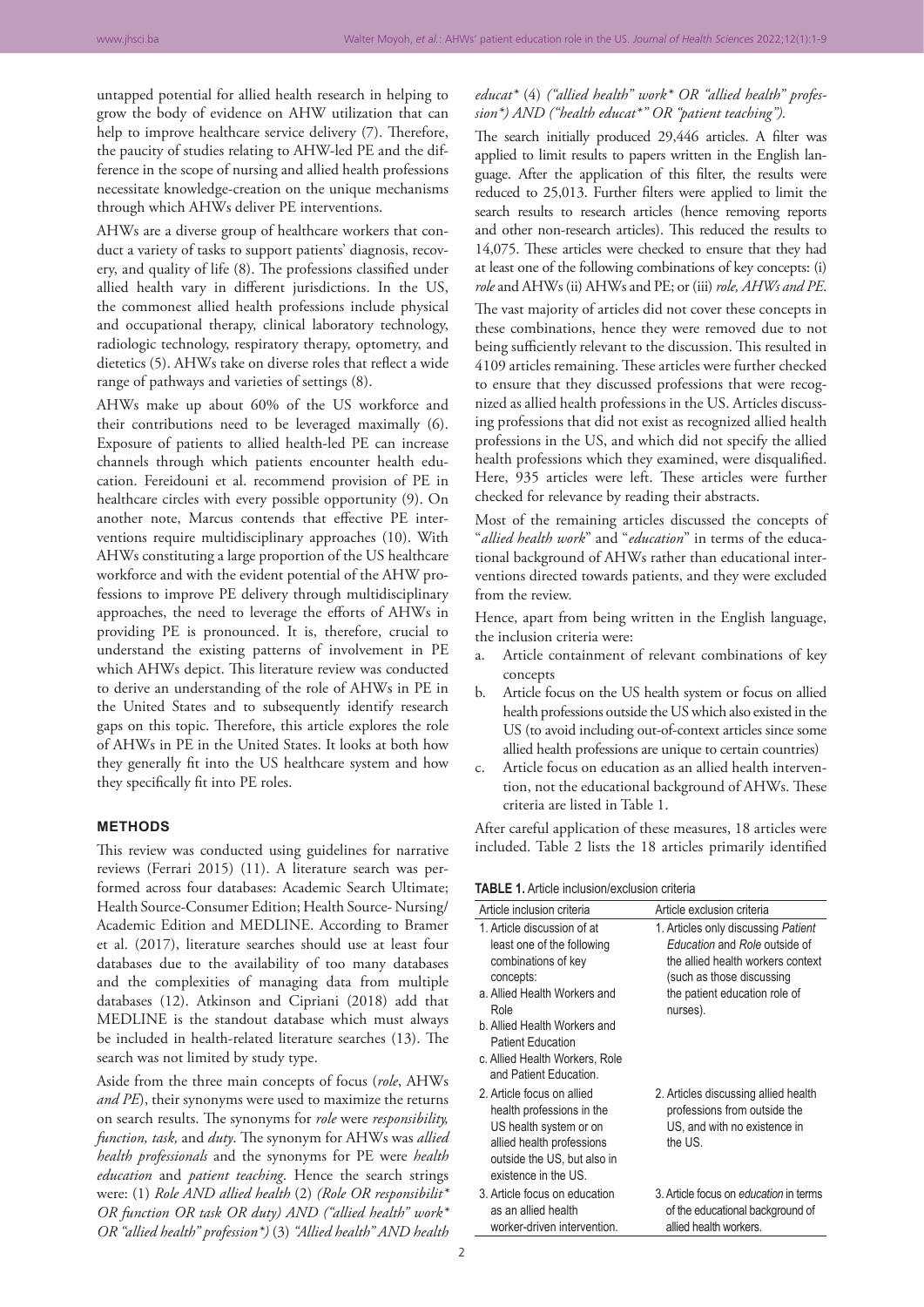untapped potential for allied health research in helping to grow the body of evidence on AHW utilization that can help to improve healthcare service delivery (7). Therefore, the paucity of studies relating to AHW-led PE and the difference in the scope of nursing and allied health professions necessitate knowledge-creation on the unique mechanisms through which AHWs deliver PE interventions.

AHWs are a diverse group of healthcare workers that conduct a variety of tasks to support patients' diagnosis, recovery, and quality of life (8). The professions classified under allied health vary in different jurisdictions. In the US, the commonest allied health professions include physical and occupational therapy, clinical laboratory technology, radiologic technology, respiratory therapy, optometry, and dietetics (5). AHWs take on diverse roles that reflect a wide range of pathways and varieties of settings (8).

AHWs make up about 60% of the US workforce and their contributions need to be leveraged maximally (6). Exposure of patients to allied health-led PE can increase channels through which patients encounter health education. Fereidouni et al. recommend provision of PE in healthcare circles with every possible opportunity (9). On another note, Marcus contends that effective PE interventions require multidisciplinary approaches (10). With AHWs constituting a large proportion of the US healthcare workforce and with the evident potential of the AHW professions to improve PE delivery through multidisciplinary approaches, the need to leverage the efforts of AHWs in providing PE is pronounced. It is, therefore, crucial to understand the existing patterns of involvement in PE which AHWs depict. This literature review was conducted to derive an understanding of the role of AHWs in PE in the United States and to subsequently identify research gaps on this topic. Therefore, this article explores the role of AHWs in PE in the United States. It looks at both how they generally fit into the US healthcare system and how they specifically fit into PE roles.

## METHODS

This review was conducted using guidelines for narrative reviews (Ferrari 2015) (11). A literature search was performed across four databases: Academic Search Ultimate; Health Source-Consumer Edition; Health Source- Nursing/Academic Edition and MEDLINE. According to Bramer et al. (2017), literature searches should use at least four databases due to the availability of too many databases and the complexities of managing data from multiple databases (12). Atkinson and Cipriani (2018) add that MEDLINE is the standout database which must always be included in health-related literature searches (13). The search was not limited by study type.

Aside from the three main concepts of focus (*role*, AHWs *and PE*), their synonyms were used to maximize the returns on search results. The synonyms for *role* were *responsibility, function, task,* and *duty*. The synonym for AHWs was *allied health professionals* and the synonyms for PE were *health education* and *patient teaching*. Hence the search strings were: (1) *Role AND allied health* (2) *(Role OR responsibilit* OR function OR task OR duty) AND ("allied health" work* OR "allied health" profession*)* (3) *"Allied health" AND health educat** (4) *("allied health" work* OR "allied health" profession*) AND ("health educat*" OR "patient teaching").*

The search initially produced 29,446 articles. A filter was applied to limit results to papers written in the English language. After the application of this filter, the results were reduced to 25,013. Further filters were applied to limit the search results to research articles (hence removing reports and other non-research articles). This reduced the results to 14,075. These articles were checked to ensure that they had at least one of the following combinations of key concepts: (i) *role* and AHWs (ii) AHWs and PE; or (iii) *role, AHWs and PE.*

The vast majority of articles did not cover these concepts in these combinations, hence they were removed due to not being sufficiently relevant to the discussion. This resulted in 4109 articles remaining. These articles were further checked to ensure that they discussed professions that were recognized as allied health professions in the US. Articles discussing professions that did not exist as recognized allied health professions in the US, and which did not specify the allied health professions which they examined, were disqualified. Here, 935 articles were left. These articles were further checked for relevance by reading their abstracts.

Most of the remaining articles discussed the concepts of "*allied health work*" and "*education*" in terms of the educational background of AHWs rather than educational interventions directed towards patients, and they were excluded from the review.

Hence, apart from being written in the English language, the inclusion criteria were:

a. Article containment of relevant combinations of key concepts
b. Article focus on the US health system or focus on allied health professions outside the US which also existed in the US (to avoid including out-of-context articles since some allied health professions are unique to certain countries)
c. Article focus on education as an allied health intervention, not the educational background of AHWs. These criteria are listed in Table 1.

After careful application of these measures, 18 articles were included. Table 2 lists the 18 articles primarily identified

**TABLE 1.** Article inclusion/exclusion criteria

| Article inclusion criteria | Article exclusion criteria |
|---|---|
| 1. Article discussion of at least one of the following combinations of key concepts:<br>a. Allied Health Workers and Role<br>b. Allied Health Workers and Patient Education<br>c. Allied Health Workers, Role and Patient Education. | 1. Articles only discussing *Patient Education* and *Role* outside of the allied health workers context (such as those discussing the patient education role of nurses). |
| 2. Article focus on allied health professions in the US health system or on allied health professions outside the US, but also in existence in the US. | 2. Articles discussing allied health professions from outside the US, and with no existence in the US. |
| 3. Article focus on education as an allied health worker-driven intervention. | 3. Article focus on *education* in terms of the educational background of allied health workers. |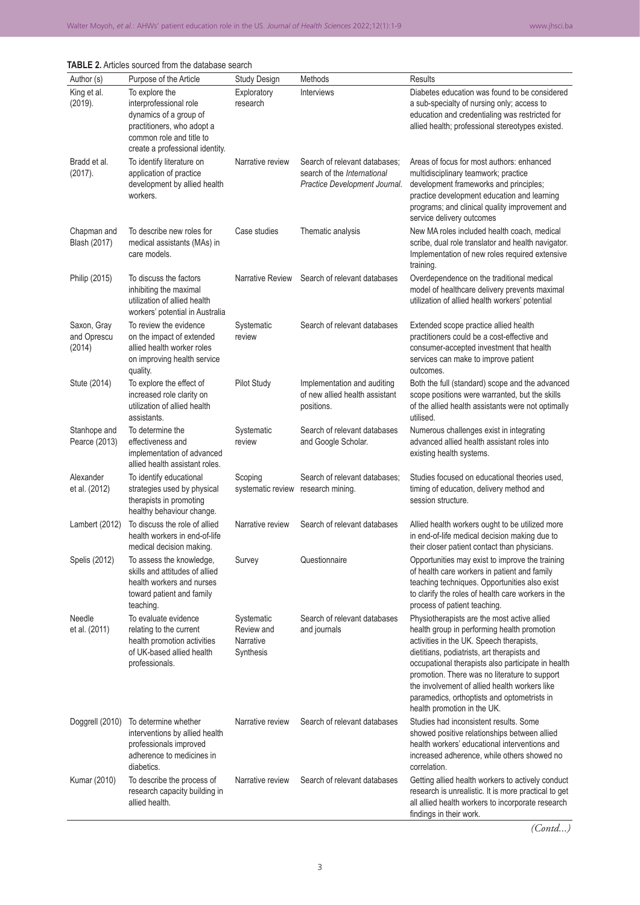**TABLE 2.** Articles sourced from the database search

| Author (s) | Purpose of the Article | Study Design | Methods | Results |
|---|---|---|---|---|
| King et al. (2019). | To explore the interprofessional role dynamics of a group of practitioners, who adopt a common role and title to create a professional identity. | Exploratory research | Interviews | Diabetes education was found to be considered a sub-specialty of nursing only; access to education and credentialing was restricted for allied health; professional stereotypes existed. |
| Bradd et al. (2017). | To identify literature on application of practice development by allied health workers. | Narrative review | Search of relevant databases; search of the *International Practice Development Journal.* | Areas of focus for most authors: enhanced multidisciplinary teamwork; practice development frameworks and principles; practice development education and learning programs; and clinical quality improvement and service delivery outcomes |
| Chapman and Blash (2017) | To describe new roles for medical assistants (MAs) in care models. | Case studies | Thematic analysis | New MA roles included health coach, medical scribe, dual role translator and health navigator. Implementation of new roles required extensive training. |
| Philip (2015) | To discuss the factors inhibiting the maximal utilization of allied health workers' potential in Australia | Narrative Review | Search of relevant databases | Overdependence on the traditional medical model of healthcare delivery prevents maximal utilization of allied health workers' potential |
| Saxon, Gray and Oprescu (2014) | To review the evidence on the impact of extended allied health worker roles on improving health service quality. | Systematic review | Search of relevant databases | Extended scope practice allied health practitioners could be a cost-effective and consumer-accepted investment that health services can make to improve patient outcomes. |
| Stute (2014) | To explore the effect of increased role clarity on utilization of allied health assistants. | Pilot Study | Implementation and auditing of new allied health assistant positions. | Both the full (standard) scope and the advanced scope positions were warranted, but the skills of the allied health assistants were not optimally utilised. |
| Stanhope and Pearce (2013) | To determine the effectiveness and implementation of advanced allied health assistant roles. | Systematic review | Search of relevant databases and Google Scholar. | Numerous challenges exist in integrating advanced allied health assistant roles into existing health systems. |
| Alexander et al. (2012) | To identify educational strategies used by physical therapists in promoting healthy behaviour change. | Scoping systematic review | Search of relevant databases; research mining. | Studies focused on educational theories used, timing of education, delivery method and session structure. |
| Lambert (2012) | To discuss the role of allied health workers in end-of-life medical decision making. | Narrative review | Search of relevant databases | Allied health workers ought to be utilized more in end-of-life medical decision making due to their closer patient contact than physicians. |
| Spelis (2012) | To assess the knowledge, skills and attitudes of allied health workers and nurses toward patient and family teaching. | Survey | Questionnaire | Opportunities may exist to improve the training of health care workers in patient and family teaching techniques. Opportunities also exist to clarify the roles of health care workers in the process of patient teaching. |
| Needle et al. (2011) | To evaluate evidence relating to the current health promotion activities of UK-based allied health professionals. | Systematic Review and Narrative Synthesis | Search of relevant databases and journals | Physiotherapists are the most active allied health group in performing health promotion activities in the UK. Speech therapists, dietitians, podiatrists, art therapists and occupational therapists also participate in health promotion. There was no literature to support the involvement of allied health workers like paramedics, orthoptists and optometrists in health promotion in the UK. |
| Doggrell (2010) | To determine whether interventions by allied health professionals improved adherence to medicines in diabetics. | Narrative review | Search of relevant databases | Studies had inconsistent results. Some showed positive relationships between allied health workers' educational interventions and increased adherence, while others showed no correlation. |
| Kumar (2010) | To describe the process of research capacity building in allied health. | Narrative review | Search of relevant databases | Getting allied health workers to actively conduct research is unrealistic. It is more practical to get all allied health workers to incorporate research findings in their work. |

*(Contd...)*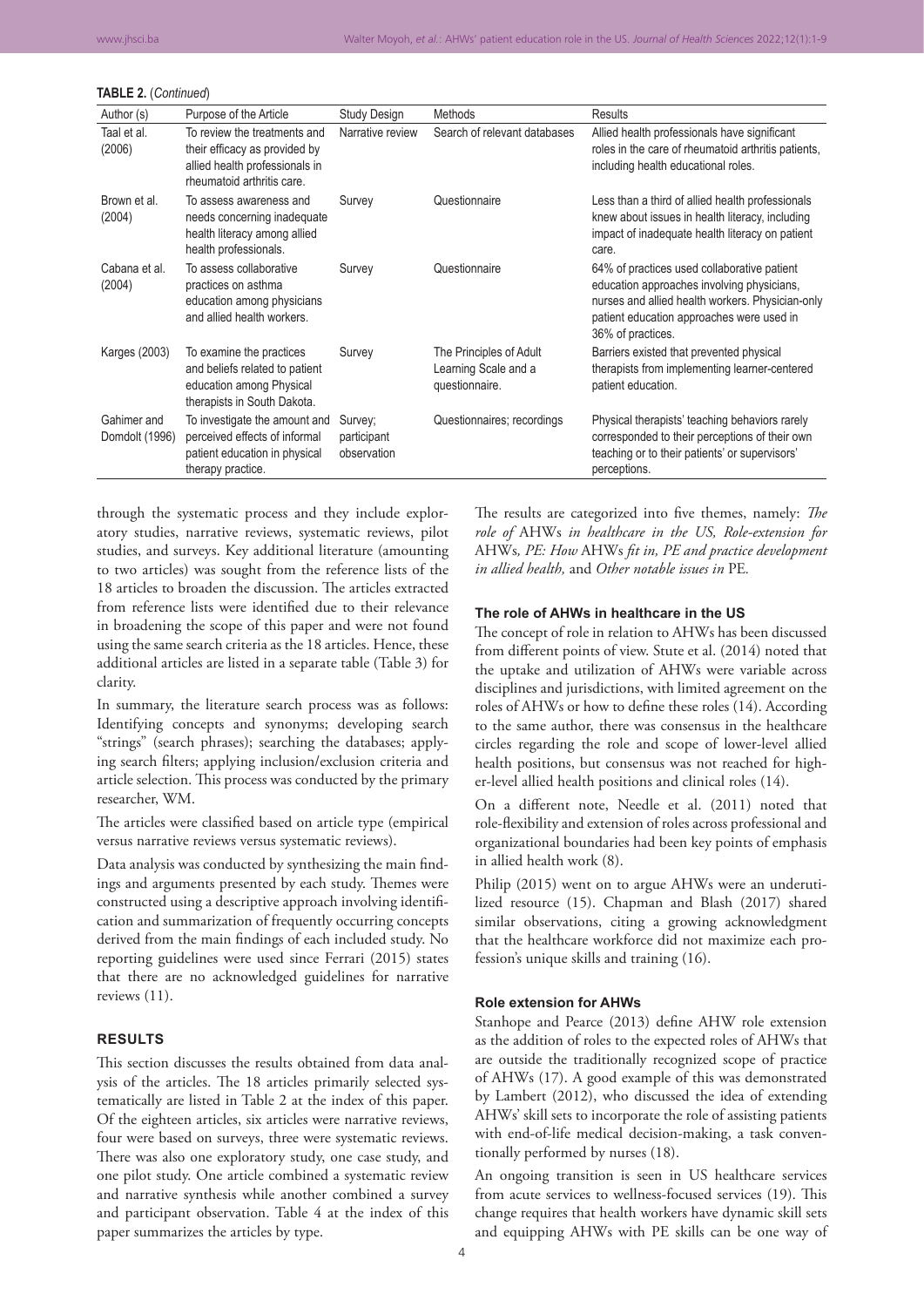**TABLE 2.** (*Continued*)

| Author (s) | Purpose of the Article | Study Design | Methods | Results |
|---|---|---|---|---|
| Taal et al. (2006) | To review the treatments and their efficacy as provided by allied health professionals in rheumatoid arthritis care. | Narrative review | Search of relevant databases | Allied health professionals have significant roles in the care of rheumatoid arthritis patients, including health educational roles. |
| Brown et al. (2004) | To assess awareness and needs concerning inadequate health literacy among allied health professionals. | Survey | Questionnaire | Less than a third of allied health professionals knew about issues in health literacy, including impact of inadequate health literacy on patient care. |
| Cabana et al. (2004) | To assess collaborative practices on asthma education among physicians and allied health workers. | Survey | Questionnaire | 64% of practices used collaborative patient education approaches involving physicians, nurses and allied health workers. Physician-only patient education approaches were used in 36% of practices. |
| Karges (2003) | To examine the practices and beliefs related to patient education among Physical therapists in South Dakota. | Survey | The Principles of Adult Learning Scale and a questionnaire. | Barriers existed that prevented physical therapists from implementing learner-centered patient education. |
| Gahimer and Domdolt (1996) | To investigate the amount and perceived effects of informal patient education in physical therapy practice. | Survey; participant observation | Questionnaires; recordings | Physical therapists' teaching behaviors rarely corresponded to their perceptions of their own teaching or to their patients' or supervisors' perceptions. |

through the systematic process and they include exploratory studies, narrative reviews, systematic reviews, pilot studies, and surveys. Key additional literature (amounting to two articles) was sought from the reference lists of the 18 articles to broaden the discussion. The articles extracted from reference lists were identified due to their relevance in broadening the scope of this paper and were not found using the same search criteria as the 18 articles. Hence, these additional articles are listed in a separate table (Table 3) for clarity.

In summary, the literature search process was as follows: Identifying concepts and synonyms; developing search "strings" (search phrases); searching the databases; applying search filters; applying inclusion/exclusion criteria and article selection. This process was conducted by the primary researcher, WM.

The articles were classified based on article type (empirical versus narrative reviews versus systematic reviews).

Data analysis was conducted by synthesizing the main findings and arguments presented by each study. Themes were constructed using a descriptive approach involving identification and summarization of frequently occurring concepts derived from the main findings of each included study. No reporting guidelines were used since Ferrari (2015) states that there are no acknowledged guidelines for narrative reviews (11).

## RESULTS

This section discusses the results obtained from data analysis of the articles. The 18 articles primarily selected systematically are listed in Table 2 at the index of this paper. Of the eighteen articles, six articles were narrative reviews, four were based on surveys, three were systematic reviews. There was also one exploratory study, one case study, and one pilot study. One article combined a systematic review and narrative synthesis while another combined a survey and participant observation. Table 4 at the index of this paper summarizes the articles by type.

The results are categorized into five themes, namely: *The role of* AHWs *in healthcare in the US, Role-extension for* AHWs*, PE: How* AHWs *fit in, PE and practice development in allied health,* and *Other notable issues in* PE.

### The role of AHWs in healthcare in the US

The concept of role in relation to AHWs has been discussed from different points of view. Stute et al. (2014) noted that the uptake and utilization of AHWs were variable across disciplines and jurisdictions, with limited agreement on the roles of AHWs or how to define these roles (14). According to the same author, there was consensus in the healthcare circles regarding the role and scope of lower-level allied health positions, but consensus was not reached for higher-level allied health positions and clinical roles (14).

On a different note, Needle et al. (2011) noted that role-flexibility and extension of roles across professional and organizational boundaries had been key points of emphasis in allied health work (8).

Philip (2015) went on to argue AHWs were an underutilized resource (15). Chapman and Blash (2017) shared similar observations, citing a growing acknowledgment that the healthcare workforce did not maximize each profession's unique skills and training (16).

### Role extension for AHWs

Stanhope and Pearce (2013) define AHW role extension as the addition of roles to the expected roles of AHWs that are outside the traditionally recognized scope of practice of AHWs (17). A good example of this was demonstrated by Lambert (2012), who discussed the idea of extending AHWs' skill sets to incorporate the role of assisting patients with end-of-life medical decision-making, a task conventionally performed by nurses (18).

An ongoing transition is seen in US healthcare services from acute services to wellness-focused services (19). This change requires that health workers have dynamic skill sets and equipping AHWs with PE skills can be one way of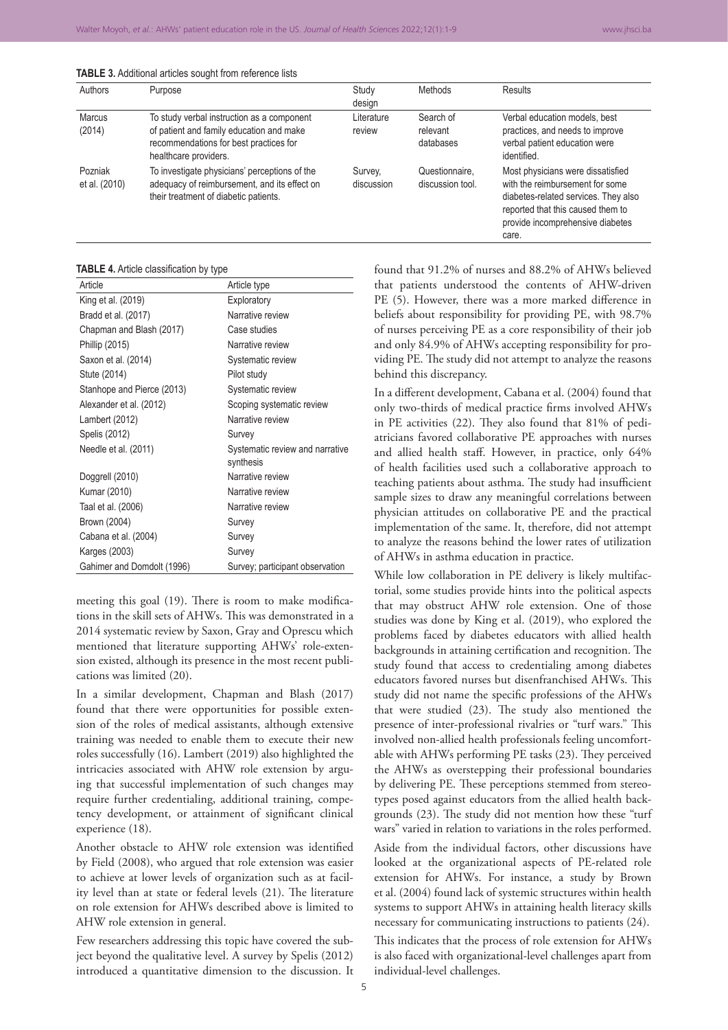**TABLE 3.** Additional articles sought from reference lists

| Authors | Purpose | Study design | Methods | Results |
|---|---|---|---|---|
| Marcus (2014) | To study verbal instruction as a component of patient and family education and make recommendations for best practices for healthcare providers. | Literature review | Search of relevant databases | Verbal education models, best practices, and needs to improve verbal patient education were identified. |
| Pozniak et al. (2010) | To investigate physicians' perceptions of the adequacy of reimbursement, and its effect on their treatment of diabetic patients. | Survey, discussion | Questionnaire, discussion tool. | Most physicians were dissatisfied with the reimbursement for some diabetes-related services. They also reported that this caused them to provide incomprehensive diabetes care. |

**TABLE 4.** Article classification by type

| Article | Article type |
|---|---|
| King et al. (2019) | Exploratory |
| Bradd et al. (2017) | Narrative review |
| Chapman and Blash (2017) | Case studies |
| Phillip (2015) | Narrative review |
| Saxon et al. (2014) | Systematic review |
| Stute (2014) | Pilot study |
| Stanhope and Pierce (2013) | Systematic review |
| Alexander et al. (2012) | Scoping systematic review |
| Lambert (2012) | Narrative review |
| Spelis (2012) | Survey |
| Needle et al. (2011) | Systematic review and narrative synthesis |
| Doggrell (2010) | Narrative review |
| Kumar (2010) | Narrative review |
| Taal et al. (2006) | Narrative review |
| Brown (2004) | Survey |
| Cabana et al. (2004) | Survey |
| Karges (2003) | Survey |
| Gahimer and Domdolt (1996) | Survey; participant observation |

meeting this goal (19). There is room to make modifications in the skill sets of AHWs. This was demonstrated in a 2014 systematic review by Saxon, Gray and Oprescu which mentioned that literature supporting AHWs' role-extension existed, although its presence in the most recent publications was limited (20).

In a similar development, Chapman and Blash (2017) found that there were opportunities for possible extension of the roles of medical assistants, although extensive training was needed to enable them to execute their new roles successfully (16). Lambert (2019) also highlighted the intricacies associated with AHW role extension by arguing that successful implementation of such changes may require further credentialing, additional training, competency development, or attainment of significant clinical experience (18).

Another obstacle to AHW role extension was identified by Field (2008), who argued that role extension was easier to achieve at lower levels of organization such as at facility level than at state or federal levels (21). The literature on role extension for AHWs described above is limited to AHW role extension in general.

Few researchers addressing this topic have covered the subject beyond the qualitative level. A survey by Spelis (2012) introduced a quantitative dimension to the discussion. It found that 91.2% of nurses and 88.2% of AHWs believed that patients understood the contents of AHW-driven PE (5). However, there was a more marked difference in beliefs about responsibility for providing PE, with 98.7% of nurses perceiving PE as a core responsibility of their job and only 84.9% of AHWs accepting responsibility for providing PE. The study did not attempt to analyze the reasons behind this discrepancy.

In a different development, Cabana et al. (2004) found that only two-thirds of medical practice firms involved AHWs in PE activities (22). They also found that 81% of pediatricians favored collaborative PE approaches with nurses and allied health staff. However, in practice, only 64% of health facilities used such a collaborative approach to teaching patients about asthma. The study had insufficient sample sizes to draw any meaningful correlations between physician attitudes on collaborative PE and the practical implementation of the same. It, therefore, did not attempt to analyze the reasons behind the lower rates of utilization of AHWs in asthma education in practice.

While low collaboration in PE delivery is likely multifactorial, some studies provide hints into the political aspects that may obstruct AHW role extension. One of those studies was done by King et al. (2019), who explored the problems faced by diabetes educators with allied health backgrounds in attaining certification and recognition. The study found that access to credentialing among diabetes educators favored nurses but disenfranchised AHWs. This study did not name the specific professions of the AHWs that were studied (23). The study also mentioned the presence of inter-professional rivalries or "turf wars." This involved non-allied health professionals feeling uncomfortable with AHWs performing PE tasks (23). They perceived the AHWs as overstepping their professional boundaries by delivering PE. These perceptions stemmed from stereotypes posed against educators from the allied health backgrounds (23). The study did not mention how these "turf wars" varied in relation to variations in the roles performed.

Aside from the individual factors, other discussions have looked at the organizational aspects of PE-related role extension for AHWs. For instance, a study by Brown et al. (2004) found lack of systemic structures within health systems to support AHWs in attaining health literacy skills necessary for communicating instructions to patients (24).

This indicates that the process of role extension for AHWs is also faced with organizational-level challenges apart from individual-level challenges.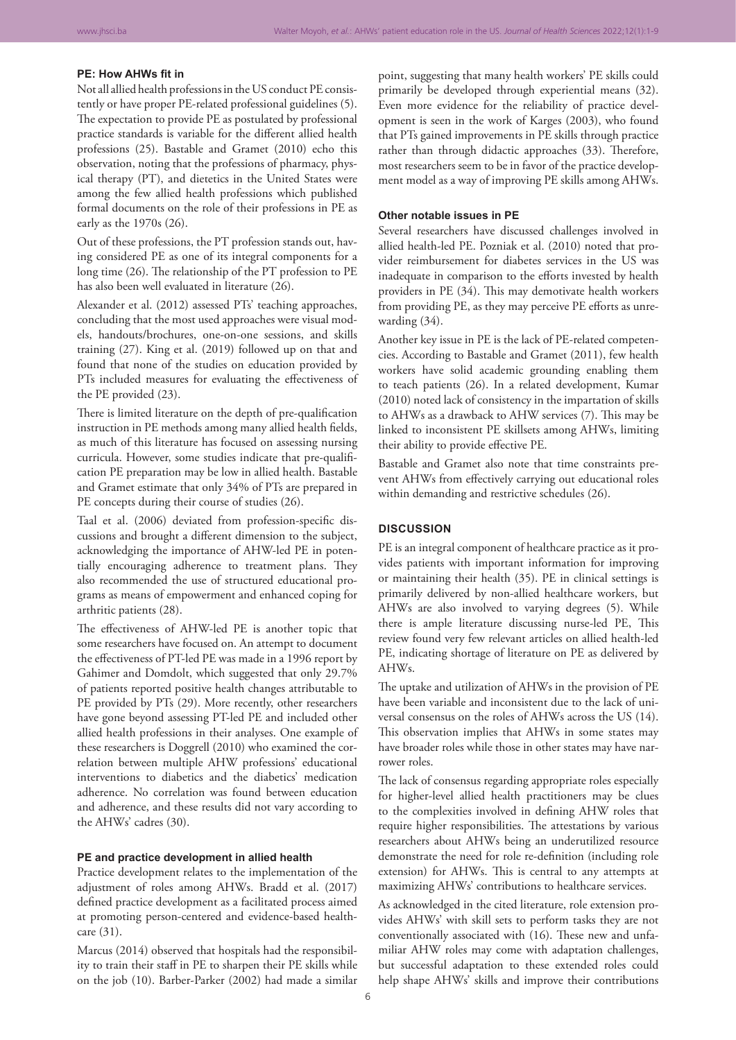### PE: How AHWs fit in

Not all allied health professions in the US conduct PE consistently or have proper PE-related professional guidelines (5). The expectation to provide PE as postulated by professional practice standards is variable for the different allied health professions (25). Bastable and Gramet (2010) echo this observation, noting that the professions of pharmacy, physical therapy (PT), and dietetics in the United States were among the few allied health professions which published formal documents on the role of their professions in PE as early as the 1970s (26).

Out of these professions, the PT profession stands out, having considered PE as one of its integral components for a long time (26). The relationship of the PT profession to PE has also been well evaluated in literature (26).

Alexander et al. (2012) assessed PTs' teaching approaches, concluding that the most used approaches were visual models, handouts/brochures, one-on-one sessions, and skills training (27). King et al. (2019) followed up on that and found that none of the studies on education provided by PTs included measures for evaluating the effectiveness of the PE provided (23).

There is limited literature on the depth of pre-qualification instruction in PE methods among many allied health fields, as much of this literature has focused on assessing nursing curricula. However, some studies indicate that pre-qualification PE preparation may be low in allied health. Bastable and Gramet estimate that only 34% of PTs are prepared in PE concepts during their course of studies (26).

Taal et al. (2006) deviated from profession-specific discussions and brought a different dimension to the subject, acknowledging the importance of AHW-led PE in potentially encouraging adherence to treatment plans. They also recommended the use of structured educational programs as means of empowerment and enhanced coping for arthritic patients (28).

The effectiveness of AHW-led PE is another topic that some researchers have focused on. An attempt to document the effectiveness of PT-led PE was made in a 1996 report by Gahimer and Domdolt, which suggested that only 29.7% of patients reported positive health changes attributable to PE provided by PTs (29). More recently, other researchers have gone beyond assessing PT-led PE and included other allied health professions in their analyses. One example of these researchers is Doggrell (2010) who examined the correlation between multiple AHW professions' educational interventions to diabetics and the diabetics' medication adherence. No correlation was found between education and adherence, and these results did not vary according to the AHWs' cadres (30).

### PE and practice development in allied health

Practice development relates to the implementation of the adjustment of roles among AHWs. Bradd et al. (2017) defined practice development as a facilitated process aimed at promoting person-centered and evidence-based healthcare (31).

Marcus (2014) observed that hospitals had the responsibility to train their staff in PE to sharpen their PE skills while on the job (10). Barber-Parker (2002) had made a similar point, suggesting that many health workers' PE skills could primarily be developed through experiential means (32). Even more evidence for the reliability of practice development is seen in the work of Karges (2003), who found that PTs gained improvements in PE skills through practice rather than through didactic approaches (33). Therefore, most researchers seem to be in favor of the practice development model as a way of improving PE skills among AHWs.

### Other notable issues in PE

Several researchers have discussed challenges involved in allied health-led PE. Pozniak et al. (2010) noted that provider reimbursement for diabetes services in the US was inadequate in comparison to the efforts invested by health providers in PE (34). This may demotivate health workers from providing PE, as they may perceive PE efforts as unrewarding (34).

Another key issue in PE is the lack of PE-related competencies. According to Bastable and Gramet (2011), few health workers have solid academic grounding enabling them to teach patients (26). In a related development, Kumar (2010) noted lack of consistency in the impartation of skills to AHWs as a drawback to AHW services (7). This may be linked to inconsistent PE skillsets among AHWs, limiting their ability to provide effective PE.

Bastable and Gramet also note that time constraints prevent AHWs from effectively carrying out educational roles within demanding and restrictive schedules (26).

## DISCUSSION

PE is an integral component of healthcare practice as it provides patients with important information for improving or maintaining their health (35). PE in clinical settings is primarily delivered by non-allied healthcare workers, but AHWs are also involved to varying degrees (5). While there is ample literature discussing nurse-led PE, This review found very few relevant articles on allied health-led PE, indicating shortage of literature on PE as delivered by AHWs.

The uptake and utilization of AHWs in the provision of PE have been variable and inconsistent due to the lack of universal consensus on the roles of AHWs across the US (14). This observation implies that AHWs in some states may have broader roles while those in other states may have narrower roles.

The lack of consensus regarding appropriate roles especially for higher-level allied health practitioners may be clues to the complexities involved in defining AHW roles that require higher responsibilities. The attestations by various researchers about AHWs being an underutilized resource demonstrate the need for role re-definition (including role extension) for AHWs. This is central to any attempts at maximizing AHWs' contributions to healthcare services.

As acknowledged in the cited literature, role extension provides AHWs' with skill sets to perform tasks they are not conventionally associated with (16). These new and unfamiliar AHW roles may come with adaptation challenges, but successful adaptation to these extended roles could help shape AHWs' skills and improve their contributions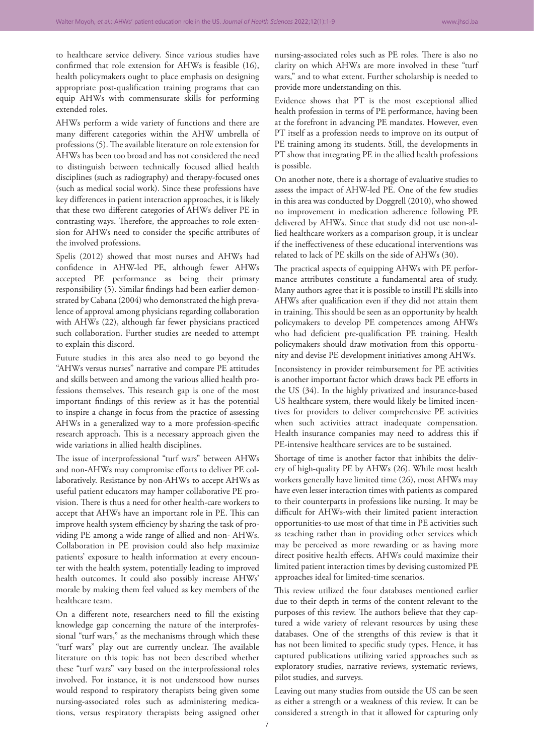to healthcare service delivery. Since various studies have confirmed that role extension for AHWs is feasible (16), health policymakers ought to place emphasis on designing appropriate post-qualification training programs that can equip AHWs with commensurate skills for performing extended roles.

AHWs perform a wide variety of functions and there are many different categories within the AHW umbrella of professions (5). The available literature on role extension for AHWs has been too broad and has not considered the need to distinguish between technically focused allied health disciplines (such as radiography) and therapy-focused ones (such as medical social work). Since these professions have key differences in patient interaction approaches, it is likely that these two different categories of AHWs deliver PE in contrasting ways. Therefore, the approaches to role extension for AHWs need to consider the specific attributes of the involved professions.

Spelis (2012) showed that most nurses and AHWs had confidence in AHW-led PE, although fewer AHWs accepted PE performance as being their primary responsibility (5). Similar findings had been earlier demonstrated by Cabana (2004) who demonstrated the high prevalence of approval among physicians regarding collaboration with AHWs (22), although far fewer physicians practiced such collaboration. Further studies are needed to attempt to explain this discord.

Future studies in this area also need to go beyond the "AHWs versus nurses" narrative and compare PE attitudes and skills between and among the various allied health professions themselves. This research gap is one of the most important findings of this review as it has the potential to inspire a change in focus from the practice of assessing AHWs in a generalized way to a more profession-specific research approach. This is a necessary approach given the wide variations in allied health disciplines.

The issue of interprofessional "turf wars" between AHWs and non-AHWs may compromise efforts to deliver PE collaboratively. Resistance by non-AHWs to accept AHWs as useful patient educators may hamper collaborative PE provision. There is thus a need for other health-care workers to accept that AHWs have an important role in PE. This can improve health system efficiency by sharing the task of providing PE among a wide range of allied and non- AHWs. Collaboration in PE provision could also help maximize patients' exposure to health information at every encounter with the health system, potentially leading to improved health outcomes. It could also possibly increase AHWs' morale by making them feel valued as key members of the healthcare team.

On a different note, researchers need to fill the existing knowledge gap concerning the nature of the interprofessional "turf wars," as the mechanisms through which these "turf wars" play out are currently unclear. The available literature on this topic has not been described whether these "turf wars" vary based on the interprofessional roles involved. For instance, it is not understood how nurses would respond to respiratory therapists being given some nursing-associated roles such as administering medications, versus respiratory therapists being assigned other nursing-associated roles such as PE roles. There is also no clarity on which AHWs are more involved in these "turf wars," and to what extent. Further scholarship is needed to provide more understanding on this.

Evidence shows that PT is the most exceptional allied health profession in terms of PE performance, having been at the forefront in advancing PE mandates. However, even PT itself as a profession needs to improve on its output of PE training among its students. Still, the developments in PT show that integrating PE in the allied health professions is possible.

On another note, there is a shortage of evaluative studies to assess the impact of AHW-led PE. One of the few studies in this area was conducted by Doggrell (2010), who showed no improvement in medication adherence following PE delivered by AHWs. Since that study did not use non-allied healthcare workers as a comparison group, it is unclear if the ineffectiveness of these educational interventions was related to lack of PE skills on the side of AHWs (30).

The practical aspects of equipping AHWs with PE performance attributes constitute a fundamental area of study. Many authors agree that it is possible to instill PE skills into AHWs after qualification even if they did not attain them in training. This should be seen as an opportunity by health policymakers to develop PE competences among AHWs who had deficient pre-qualification PE training. Health policymakers should draw motivation from this opportunity and devise PE development initiatives among AHWs.

Inconsistency in provider reimbursement for PE activities is another important factor which draws back PE efforts in the US (34). In the highly privatized and insurance-based US healthcare system, there would likely be limited incentives for providers to deliver comprehensive PE activities when such activities attract inadequate compensation. Health insurance companies may need to address this if PE-intensive healthcare services are to be sustained.

Shortage of time is another factor that inhibits the delivery of high-quality PE by AHWs (26). While most health workers generally have limited time (26), most AHWs may have even lesser interaction times with patients as compared to their counterparts in professions like nursing. It may be difficult for AHWs-with their limited patient interaction opportunities-to use most of that time in PE activities such as teaching rather than in providing other services which may be perceived as more rewarding or as having more direct positive health effects. AHWs could maximize their limited patient interaction times by devising customized PE approaches ideal for limited-time scenarios.

This review utilized the four databases mentioned earlier due to their depth in terms of the content relevant to the purposes of this review. The authors believe that they captured a wide variety of relevant resources by using these databases. One of the strengths of this review is that it has not been limited to specific study types. Hence, it has captured publications utilizing varied approaches such as exploratory studies, narrative reviews, systematic reviews, pilot studies, and surveys.

Leaving out many studies from outside the US can be seen as either a strength or a weakness of this review. It can be considered a strength in that it allowed for capturing only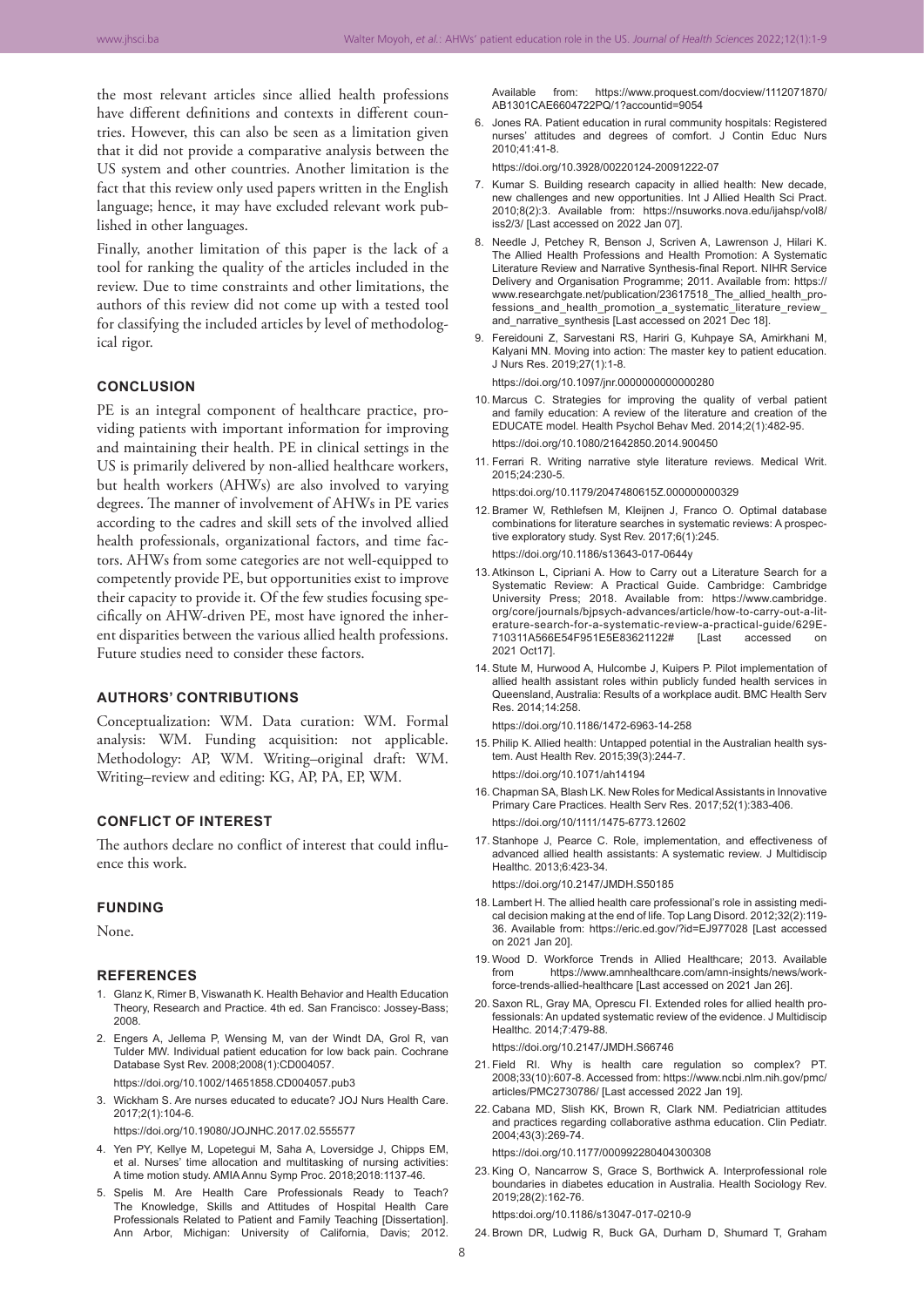the most relevant articles since allied health professions have different definitions and contexts in different countries. However, this can also be seen as a limitation given that it did not provide a comparative analysis between the US system and other countries. Another limitation is the fact that this review only used papers written in the English language; hence, it may have excluded relevant work published in other languages.

Finally, another limitation of this paper is the lack of a tool for ranking the quality of the articles included in the review. Due to time constraints and other limitations, the authors of this review did not come up with a tested tool for classifying the included articles by level of methodological rigor.

## CONCLUSION

PE is an integral component of healthcare practice, providing patients with important information for improving and maintaining their health. PE in clinical settings in the US is primarily delivered by non-allied healthcare workers, but health workers (AHWs) are also involved to varying degrees. The manner of involvement of AHWs in PE varies according to the cadres and skill sets of the involved allied health professionals, organizational factors, and time factors. AHWs from some categories are not well-equipped to competently provide PE, but opportunities exist to improve their capacity to provide it. Of the few studies focusing specifically on AHW-driven PE, most have ignored the inherent disparities between the various allied health professions. Future studies need to consider these factors.

## AUTHORS' CONTRIBUTIONS

Conceptualization: WM. Data curation: WM. Formal analysis: WM. Funding acquisition: not applicable. Methodology: AP, WM. Writing–original draft: WM. Writing–review and editing: KG, AP, PA, EP, WM.

## CONFLICT OF INTEREST

The authors declare no conflict of interest that could influence this work.

## FUNDING

None.

## REFERENCES

1. Glanz K, Rimer B, Viswanath K. Health Behavior and Health Education Theory, Research and Practice. 4th ed. San Francisco: Jossey-Bass; 2008.
2. Engers A, Jellema P, Wensing M, van der Windt DA, Grol R, van Tulder MW. Individual patient education for low back pain. Cochrane Database Syst Rev. 2008;2008(1):CD004057. https://doi.org/10.1002/14651858.CD004057.pub3
3. Wickham S. Are nurses educated to educate? JOJ Nurs Health Care. 2017;2(1):104-6. https://doi.org/10.19080/JOJNHC.2017.02.555577
4. Yen PY, Kellye M, Lopetegui M, Saha A, Loversidge J, Chipps EM, et al. Nurses' time allocation and multitasking of nursing activities: A time motion study. AMIA Annu Symp Proc. 2018;2018:1137-46.
5. Spelis M. Are Health Care Professionals Ready to Teach? The Knowledge, Skills and Attitudes of Hospital Health Care Professionals Related to Patient and Family Teaching [Dissertation]. Ann Arbor, Michigan: University of California, Davis; 2012. Available from: https://www.proquest.com/docview/1112071870/AB1301CAE6604722PQ/1?accountid=9054
6. Jones RA. Patient education in rural community hospitals: Registered nurses' attitudes and degrees of comfort. J Contin Educ Nurs 2010;41:41-8. https://doi.org/10.3928/00220124-20091222-07
7. Kumar S. Building research capacity in allied health: New decade, new challenges and new opportunities. Int J Allied Health Sci Pract. 2010;8(2):3. Available from: https://nsuworks.nova.edu/ijahsp/vol8/iss2/3/ [Last accessed on 2022 Jan 07].
8. Needle J, Petchey R, Benson J, Scriven A, Lawrenson J, Hilari K. The Allied Health Professions and Health Promotion: A Systematic Literature Review and Narrative Synthesis-final Report. NIHR Service Delivery and Organisation Programme; 2011. Available from: https://www.researchgate.net/publication/23617518_The_allied_health_professions_and_health_promotion_a_systematic_literature_review_and_narrative_synthesis [Last accessed on 2021 Dec 18].
9. Fereidouni Z, Sarvestani RS, Hariri G, Kuhpaye SA, Amirkhani M, Kalyani MN. Moving into action: The master key to patient education. J Nurs Res. 2019;27(1):1-8. https://doi.org/10.1097/jnr.0000000000000280
10. Marcus C. Strategies for improving the quality of verbal patient and family education: A review of the literature and creation of the EDUCATE model. Health Psychol Behav Med. 2014;2(1):482-95. https://doi.org/10.1080/21642850.2014.900450
11. Ferrari R. Writing narrative style literature reviews. Medical Writ. 2015;24:230-5. https:doi.org/10.1179/2047480615Z.000000000329
12. Bramer W, Rethlefsen M, Kleijnen J, Franco O. Optimal database combinations for literature searches in systematic reviews: A prospective exploratory study. Syst Rev. 2017;6(1):245. https://doi.org/10.1186/s13643-017-0644y
13. Atkinson L, Cipriani A. How to Carry out a Literature Search for a Systematic Review: A Practical Guide. Cambridge: Cambridge University Press; 2018. Available from: https://www.cambridge.org/core/journals/bjpsych-advances/article/how-to-carry-out-a-literature-search-for-a-systematic-review-a-practical-guide/629E710311A566E54F951E5E83621122# [Last accessed on 2021 Oct17].
14. Stute M, Hurwood A, Hulcombe J, Kuipers P. Pilot implementation of allied health assistant roles within publicly funded health services in Queensland, Australia: Results of a workplace audit. BMC Health Serv Res. 2014;14:258. https://doi.org/10.1186/1472-6963-14-258
15. Philip K. Allied health: Untapped potential in the Australian health system. Aust Health Rev. 2015;39(3):244-7. https://doi.org/10.1071/ah14194
16. Chapman SA, Blash LK. New Roles for Medical Assistants in Innovative Primary Care Practices. Health Serv Res. 2017;52(1):383-406. https://doi.org/10/1111/1475-6773.12602
17. Stanhope J, Pearce C. Role, implementation, and effectiveness of advanced allied health assistants: A systematic review. J Multidiscip Healthc. 2013;6:423-34. https://doi.org/10.2147/JMDH.S50185
18. Lambert H. The allied health care professional's role in assisting medical decision making at the end of life. Top Lang Disord. 2012;32(2):119-36. Available from: https://eric.ed.gov/?id=EJ977028 [Last accessed on 2021 Jan 20].
19. Wood D. Workforce Trends in Allied Healthcare; 2013. Available from https://www.amnhealthcare.com/amn-insights/news/workforce-trends-allied-healthcare [Last accessed on 2021 Jan 26].
20. Saxon RL, Gray MA, Oprescu FI. Extended roles for allied health professionals: An updated systematic review of the evidence. J Multidiscip Healthc. 2014;7:479-88. https://doi.org/10.2147/JMDH.S66746
21. Field RI. Why is health care regulation so complex? PT. 2008;33(10):607-8. Accessed from: https://www.ncbi.nlm.nih.gov/pmc/articles/PMC2730786/ [Last accessed 2022 Jan 19].
22. Cabana MD, Slish KK, Brown R, Clark NM. Pediatrician attitudes and practices regarding collaborative asthma education. Clin Pediatr. 2004;43(3):269-74. https://doi.org/10.1177/000992280404300308
23. King O, Nancarrow S, Grace S, Borthwick A. Interprofessional role boundaries in diabetes education in Australia. Health Sociology Rev. 2019;28(2):162-76. https:doi.org/10.1186/s13047-017-0210-9
24. Brown DR, Ludwig R, Buck GA, Durham D, Shumard T, Graham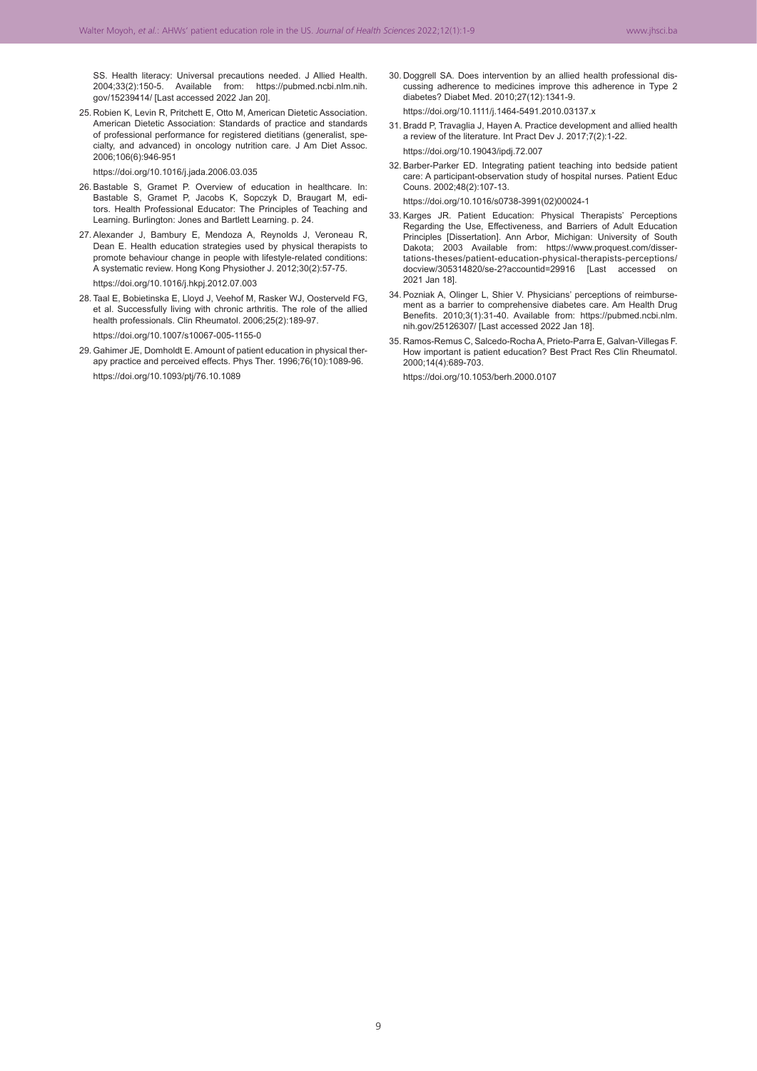SS. Health literacy: Universal precautions needed. J Allied Health. 2004;33(2):150-5. Available from: https://pubmed.ncbi.nlm.nih.gov/15239414/ [Last accessed 2022 Jan 20].

25. Robien K, Levin R, Pritchett E, Otto M, American Dietetic Association. American Dietetic Association: Standards of practice and standards of professional performance for registered dietitians (generalist, specialty, and advanced) in oncology nutrition care. J Am Diet Assoc. 2006;106(6):946-951

    https://doi.org/10.1016/j.jada.2006.03.035

26. Bastable S, Gramet P. Overview of education in healthcare. In: Bastable S, Gramet P, Jacobs K, Sopczyk D, Braugart M, editors. Health Professional Educator: The Principles of Teaching and Learning. Burlington: Jones and Bartlett Learning. p. 24.

27. Alexander J, Bambury E, Mendoza A, Reynolds J, Veroneau R, Dean E. Health education strategies used by physical therapists to promote behaviour change in people with lifestyle-related conditions: A systematic review. Hong Kong Physiother J. 2012;30(2):57-75.

    https://doi.org/10.1016/j.hkpj.2012.07.003

28. Taal E, Bobietinska E, Lloyd J, Veehof M, Rasker WJ, Oosterveld FG, et al. Successfully living with chronic arthritis. The role of the allied health professionals. Clin Rheumatol. 2006;25(2):189-97.

    https://doi.org/10.1007/s10067-005-1155-0

29. Gahimer JE, Domholdt E. Amount of patient education in physical therapy practice and perceived effects. Phys Ther. 1996;76(10):1089-96.

    https://doi.org/10.1093/ptj/76.10.1089

30. Doggrell SA. Does intervention by an allied health professional discussing adherence to medicines improve this adherence in Type 2 diabetes? Diabet Med. 2010;27(12):1341-9.

    https://doi.org/10.1111/j.1464-5491.2010.03137.x

31. Bradd P, Travaglia J, Hayen A. Practice development and allied health a review of the literature. Int Pract Dev J. 2017;7(2):1-22.

    https://doi.org/10.19043/ipdj.72.007

32. Barber-Parker ED. Integrating patient teaching into bedside patient care: A participant-observation study of hospital nurses. Patient Educ Couns. 2002;48(2):107-13.

    https://doi.org/10.1016/s0738-3991(02)00024-1

33. Karges JR. Patient Education: Physical Therapists' Perceptions Regarding the Use, Effectiveness, and Barriers of Adult Education Principles [Dissertation]. Ann Arbor, Michigan: University of South Dakota; 2003 Available from: https://www.proquest.com/dissertations-theses/patient-education-physical-therapists-perceptions/docview/305314820/se-2?accountid=29916 [Last accessed on 2021 Jan 18].

34. Pozniak A, Olinger L, Shier V. Physicians' perceptions of reimbursement as a barrier to comprehensive diabetes care. Am Health Drug Benefits. 2010;3(1):31-40. Available from: https://pubmed.ncbi.nlm.nih.gov/25126307/ [Last accessed 2022 Jan 18].

35. Ramos-Remus C, Salcedo-Rocha A, Prieto-Parra E, Galvan-Villegas F. How important is patient education? Best Pract Res Clin Rheumatol. 2000;14(4):689-703.

    https://doi.org/10.1053/berh.2000.0107